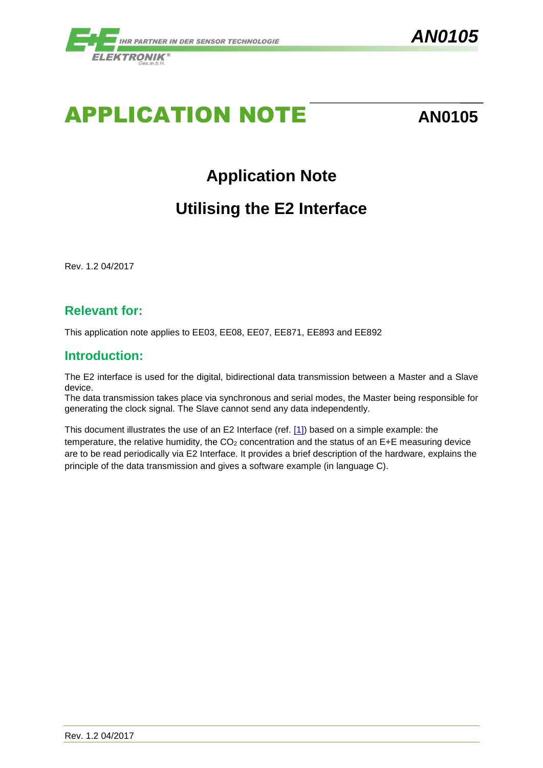# APPLICATION NOTE

**AN0105**

## Application Note

## Utilising the E2 Interface

Rev. 1.2 04/2017

## Relevant for:

This application note applies to EE03, EE08, EE07, EE871, EE893 and EE892

## Introduction:

The E2 interface is used for the digital, bidirectional data transmission between a Master and a Slave device.
The data transmission takes place via synchronous and serial modes, the Master being responsible for generating the clock signal. The Slave cannot send any data independently.

This document illustrates the use of an E2 Interface (ref. [1]) based on a simple example: the temperature, the relative humidity, the $CO_2$ concentration and the status of an E+E measuring device are to be read periodically via E2 Interface. It provides a brief description of the hardware, explains the principle of the data transmission and gives a software example (in language C).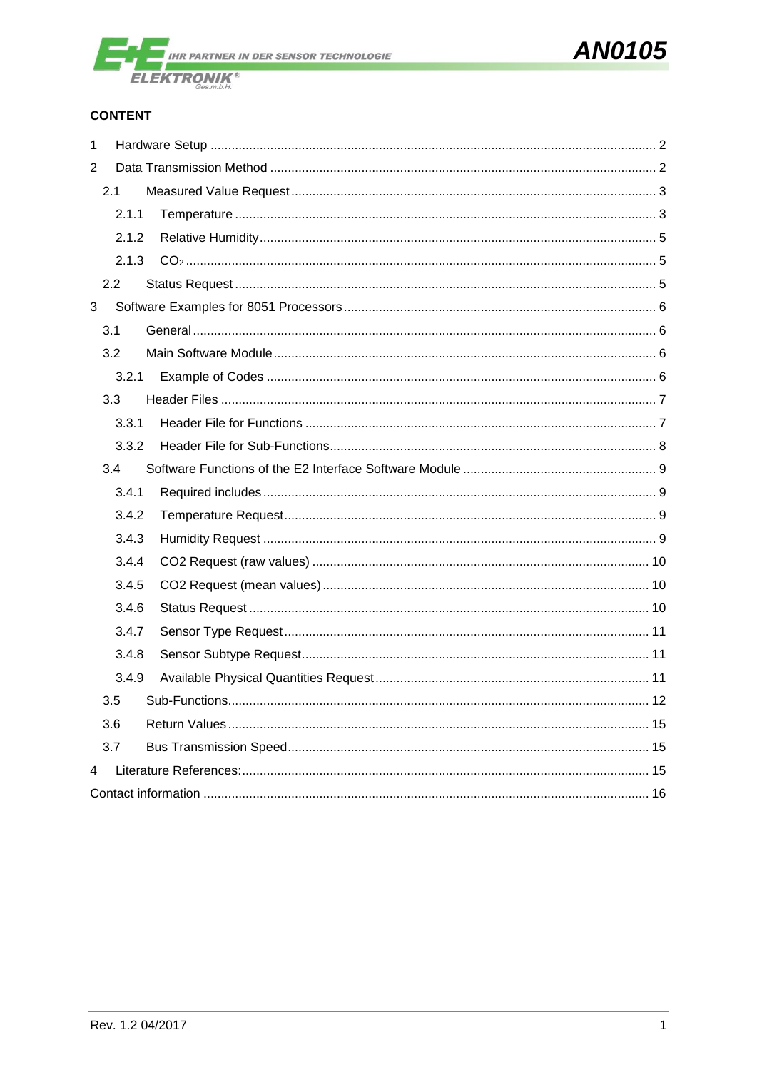**CONTENT**

- 1 Hardware Setup ..... 2
- 2 Data Transmission Method ..... 2
  - 2.1 Measured Value Request ..... 3
    - 2.1.1 Temperature ..... 3
    - 2.1.2 Relative Humidity ..... 5
    - 2.1.3 $CO_2$ ..... 5
  - 2.2 Status Request ..... 5
- 3 Software Examples for 8051 Processors ..... 6
  - 3.1 General ..... 6
  - 3.2 Main Software Module ..... 6
    - 3.2.1 Example of Codes ..... 6
  - 3.3 Header Files ..... 7
    - 3.3.1 Header File for Functions ..... 7
    - 3.3.2 Header File for Sub-Functions ..... 8
  - 3.4 Software Functions of the E2 Interface Software Module ..... 9
    - 3.4.1 Required includes ..... 9
    - 3.4.2 Temperature Request ..... 9
    - 3.4.3 Humidity Request ..... 9
    - 3.4.4 CO2 Request (raw values) ..... 10
    - 3.4.5 CO2 Request (mean values) ..... 10
    - 3.4.6 Status Request ..... 10
    - 3.4.7 Sensor Type Request ..... 11
    - 3.4.8 Sensor Subtype Request ..... 11
    - 3.4.9 Available Physical Quantities Request ..... 11
  - 3.5 Sub-Functions ..... 12
  - 3.6 Return Values ..... 15
  - 3.7 Bus Transmission Speed ..... 15
- 4 Literature References: ..... 15

Contact information ..... 16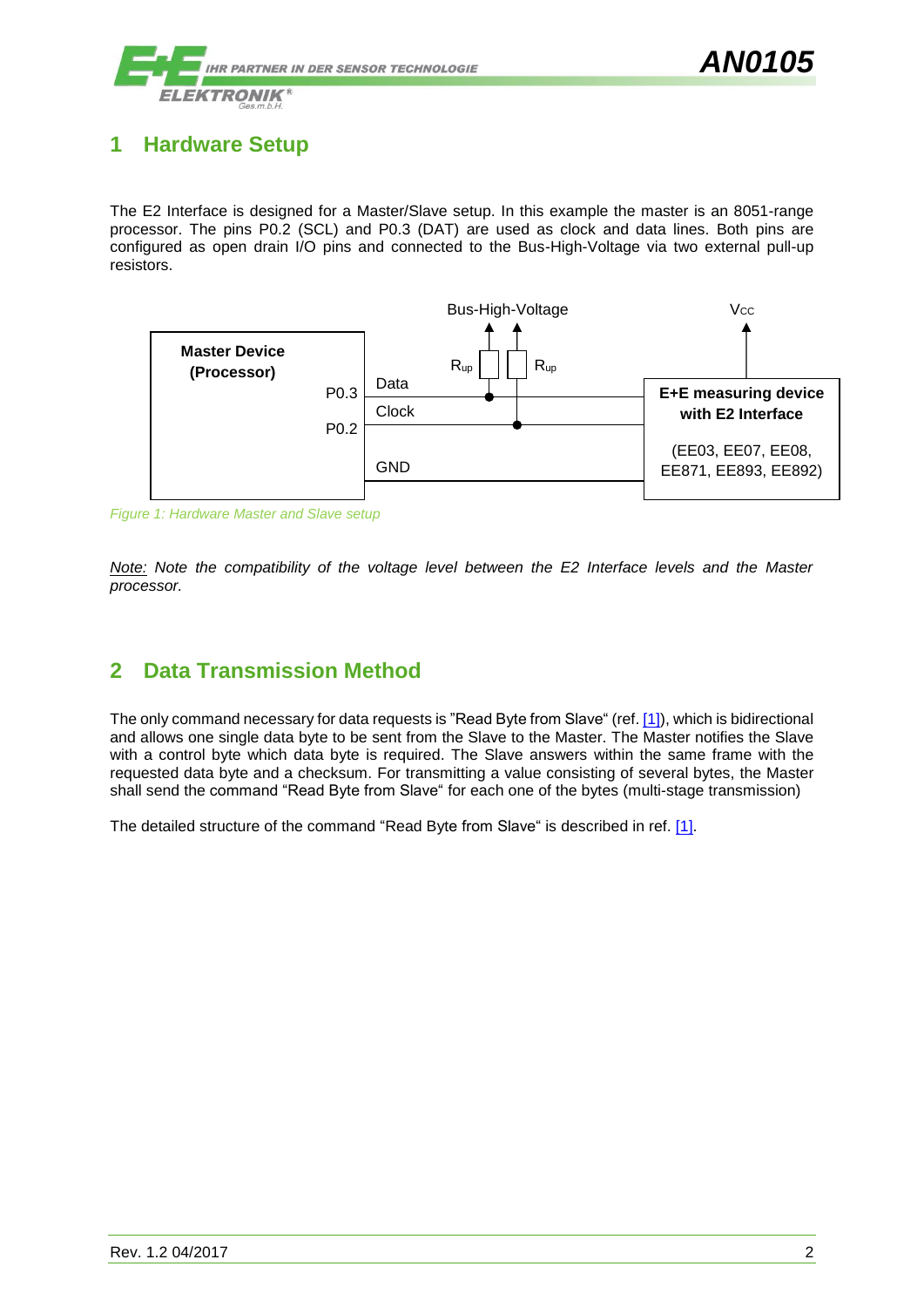# 1 Hardware Setup

The E2 Interface is designed for a Master/Slave setup. In this example the master is an 8051-range processor. The pins P0.2 (SCL) and P0.3 (DAT) are used as clock and data lines. Both pins are configured as open drain I/O pins and connected to the Bus-High-Voltage via two external pull-up resistors.

Bus-High-Voltage

$V_{CC}$

**Master Device (Processor)**

P0.3

P0.2

Data

Clock

GND

$R_{up}$

$R_{up}$

**E+E measuring device with E2 Interface**

(EE03, EE07, EE08, EE871, EE893, EE892)

*Figure 1: Hardware Master and Slave setup*

*Note: Note the compatibility of the voltage level between the E2 Interface levels and the Master processor.*

# 2 Data Transmission Method

The only command necessary for data requests is "Read Byte from Slave" (ref. [1]), which is bidirectional and allows one single data byte to be sent from the Slave to the Master. The Master notifies the Slave with a control byte which data byte is required. The Slave answers within the same frame with the requested data byte and a checksum. For transmitting a value consisting of several bytes, the Master shall send the command "Read Byte from Slave" for each one of the bytes (multi-stage transmission)

The detailed structure of the command "Read Byte from Slave" is described in ref. [1].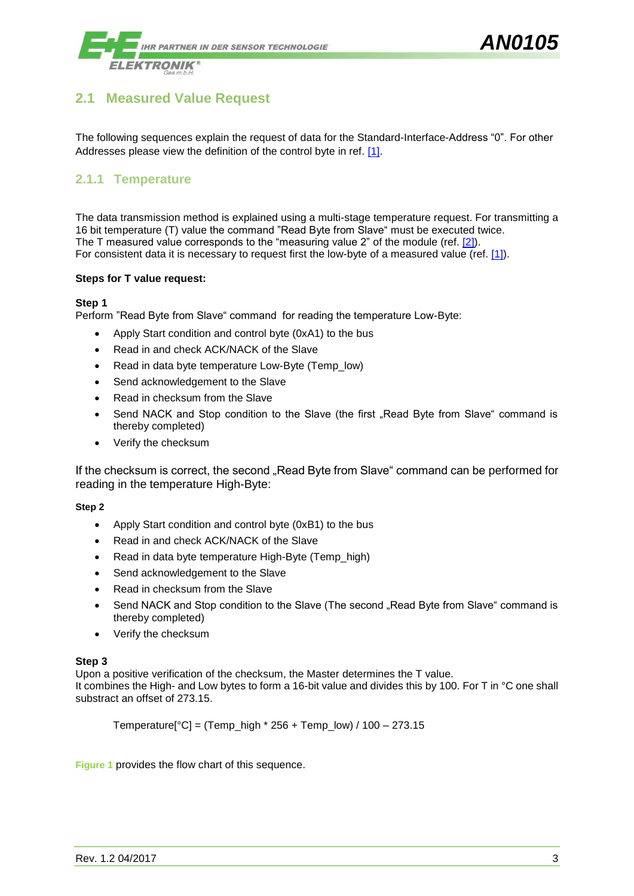## 2.1 Measured Value Request

The following sequences explain the request of data for the Standard-Interface-Address “0”. For other Addresses please view the definition of the control byte in ref. [1].

### 2.1.1 Temperature

The data transmission method is explained using a multi-stage temperature request. For transmitting a 16 bit temperature (T) value the command ”Read Byte from Slave“ must be executed twice.
The T measured value corresponds to the “measuring value 2” of the module (ref. [2]).
For consistent data it is necessary to request first the low-byte of a measured value (ref. [1]).

**Steps for T value request:**

**Step 1**
Perform ”Read Byte from Slave“ command for reading the temperature Low-Byte:

- Apply Start condition and control byte (0xA1) to the bus
- Read in and check ACK/NACK of the Slave
- Read in data byte temperature Low-Byte (Temp_low)
- Send acknowledgement to the Slave
- Read in checksum from the Slave
- Send NACK and Stop condition to the Slave (the first „Read Byte from Slave“ command is thereby completed)
- Verify the checksum

If the checksum is correct, the second „Read Byte from Slave“ command can be performed for reading in the temperature High-Byte:

**Step 2**

- Apply Start condition and control byte (0xB1) to the bus
- Read in and check ACK/NACK of the Slave
- Read in data byte temperature High-Byte (Temp_high)
- Send acknowledgement to the Slave
- Read in checksum from the Slave
- Send NACK and Stop condition to the Slave (The second „Read Byte from Slave“ command is thereby completed)
- Verify the checksum

**Step 3**
Upon a positive verification of the checksum, the Master determines the T value.
It combines the High- and Low bytes to form a 16-bit value and divides this by 100. For T in °C one shall substract an offset of 273.15.

$$\text{Temperature}[°C] = (\text{Temp\_high} * 256 + \text{Temp\_low}) / 100 - 273.15$$

Figure 1 provides the flow chart of this sequence.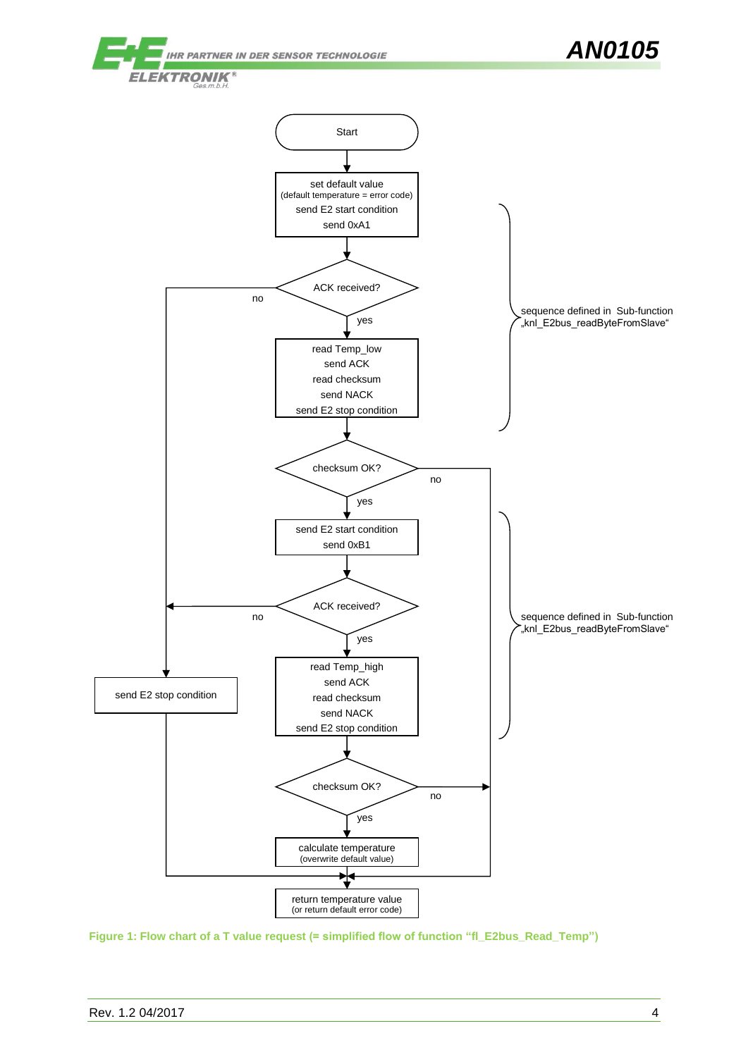Start

set default value
(default temperature = error code)
send E2 start condition
send 0xA1

ACK received? — no → send E2 stop condition

yes

read Temp_low
send ACK
read checksum
send NACK
send E2 stop condition

sequence defined in Sub-function „knl_E2bus_readByteFromSlave“

checksum OK? — no → return temperature value

yes

send E2 start condition
send 0xB1

ACK received? — no → send E2 stop condition

yes

read Temp_high
send ACK
read checksum
send NACK
send E2 stop condition

sequence defined in Sub-function „knl_E2bus_readByteFromSlave“

checksum OK? — no → return temperature value

yes

calculate temperature
(overwrite default value)

send E2 stop condition

return temperature value
(or return default error code)

**Figure 1: Flow chart of a T value request (= simplified flow of function “fl_E2bus_Read_Temp”)**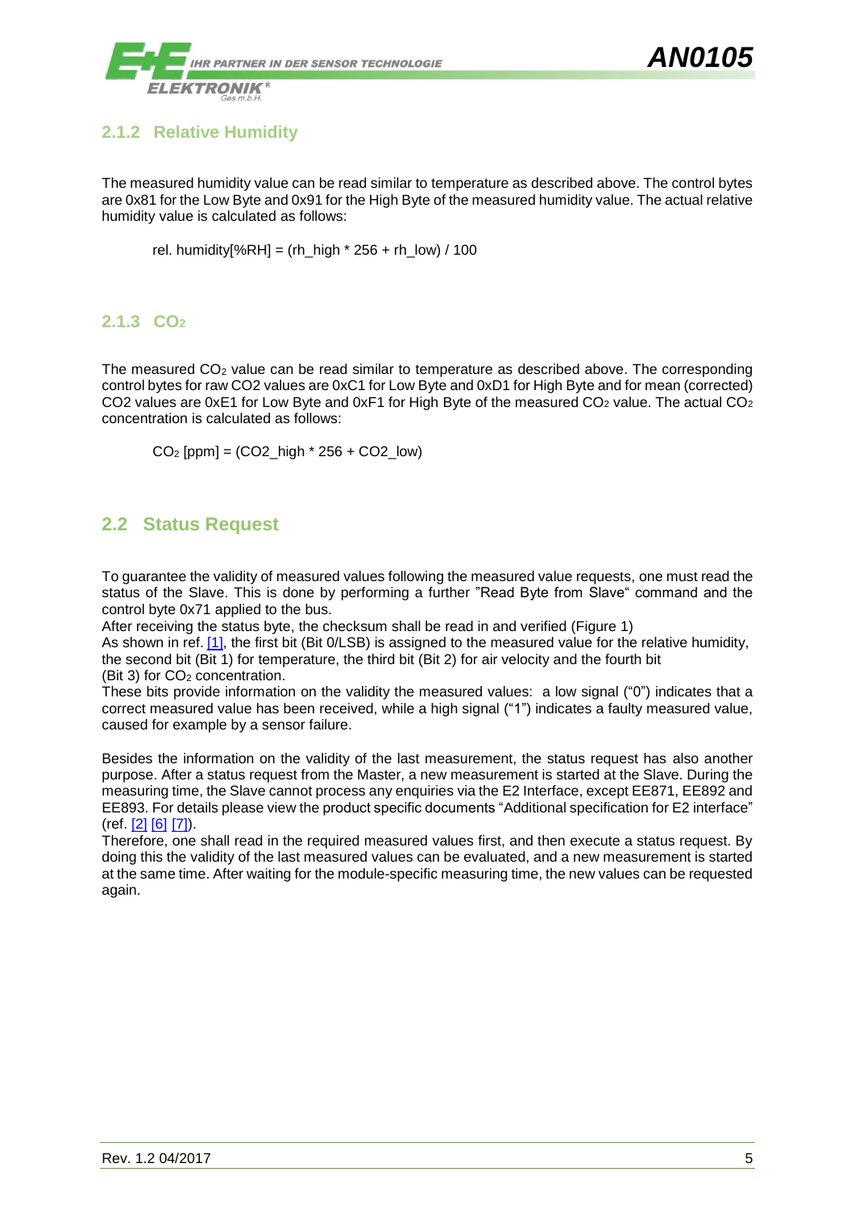### 2.1.2 Relative Humidity

The measured humidity value can be read similar to temperature as described above. The control bytes are 0x81 for the Low Byte and 0x91 for the High Byte of the measured humidity value. The actual relative humidity value is calculated as follows:

rel. humidity[%RH] = (rh_high * 256 + rh_low) / 100

### 2.1.3 $CO_2$

The measured $CO_2$ value can be read similar to temperature as described above. The corresponding control bytes for raw CO2 values are 0xC1 for Low Byte and 0xD1 for High Byte and for mean (corrected) CO2 values are 0xE1 for Low Byte and 0xF1 for High Byte of the measured $CO_2$ value. The actual $CO_2$ concentration is calculated as follows:

$CO_2$ [ppm] = (CO2_high * 256 + CO2_low)

## 2.2 Status Request

To guarantee the validity of measured values following the measured value requests, one must read the status of the Slave. This is done by performing a further "Read Byte from Slave" command and the control byte 0x71 applied to the bus.
After receiving the status byte, the checksum shall be read in and verified (Figure 1)
As shown in ref. [1], the first bit (Bit 0/LSB) is assigned to the measured value for the relative humidity, the second bit (Bit 1) for temperature, the third bit (Bit 2) for air velocity and the fourth bit (Bit 3) for $CO_2$ concentration.
These bits provide information on the validity the measured values: a low signal ("0") indicates that a correct measured value has been received, while a high signal ("1") indicates a faulty measured value, caused for example by a sensor failure.

Besides the information on the validity of the last measurement, the status request has also another purpose. After a status request from the Master, a new measurement is started at the Slave. During the measuring time, the Slave cannot process any enquiries via the E2 Interface, except EE871, EE892 and EE893. For details please view the product specific documents "Additional specification for E2 interface" (ref. [2] [6] [7]).
Therefore, one shall read in the required measured values first, and then execute a status request. By doing this the validity of the last measured values can be evaluated, and a new measurement is started at the same time. After waiting for the module-specific measuring time, the new values can be requested again.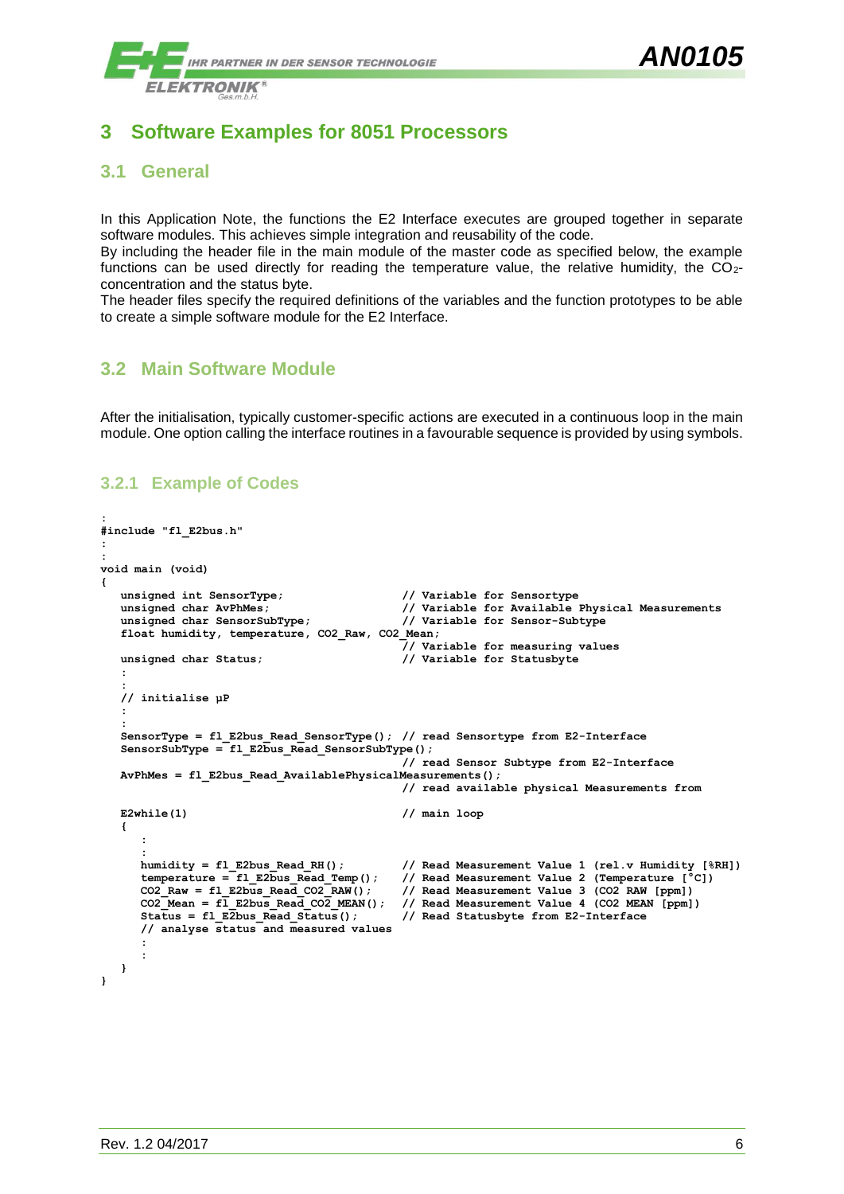# 3 Software Examples for 8051 Processors

## 3.1 General

In this Application Note, the functions the E2 Interface executes are grouped together in separate software modules. This achieves simple integration and reusability of the code.
By including the header file in the main module of the master code as specified below, the example functions can be used directly for reading the temperature value, the relative humidity, the $CO_2$-concentration and the status byte.
The header files specify the required definitions of the variables and the function prototypes to be able to create a simple software module for the E2 Interface.

## 3.2 Main Software Module

After the initialisation, typically customer-specific actions are executed in a continuous loop in the main module. One option calling the interface routines in a favourable sequence is provided by using symbols.

### 3.2.1 Example of Codes

```
:
#include "fl_E2bus.h"
:
:
void main (void)
{
   unsigned int SensorType;              // Variable for Sensortype
   unsigned char AvPhMes;                // Variable for Available Physical Measurements
   unsigned char SensorSubType;          // Variable for Sensor-Subtype
   float humidity, temperature, CO2_Raw, CO2_Mean;
                                         // Variable for measuring values
   unsigned char Status;                 // Variable for Statusbyte
   :
   :
   // initialise µP
   :
   :
   SensorType = fl_E2bus_Read_SensorType(); // read Sensortype from E2-Interface
   SensorSubType = fl_E2bus_Read_SensorSubType();
                                         // read Sensor Subtype from E2-Interface
   AvPhMes = fl_E2bus_Read_AvailablePhysicalMeasurements();
                                         // read available physical Measurements from

   E2while(1)                            // main loop
   {
      :
      :
      humidity = fl_E2bus_Read_RH();        // Read Measurement Value 1 (rel.v Humidity [%RH])
      temperature = fl_E2bus_Read_Temp();   // Read Measurement Value 2 (Temperature [°C])
      CO2_Raw = fl_E2bus_Read_CO2_RAW();    // Read Measurement Value 3 (CO2 RAW [ppm])
      CO2_Mean = fl_E2bus_Read_CO2_MEAN();  // Read Measurement Value 4 (CO2 MEAN [ppm])
      Status = fl_E2bus_Read_Status();      // Read Statusbyte from E2-Interface
      // analyse status and measured values
      :
      :
   }
}
```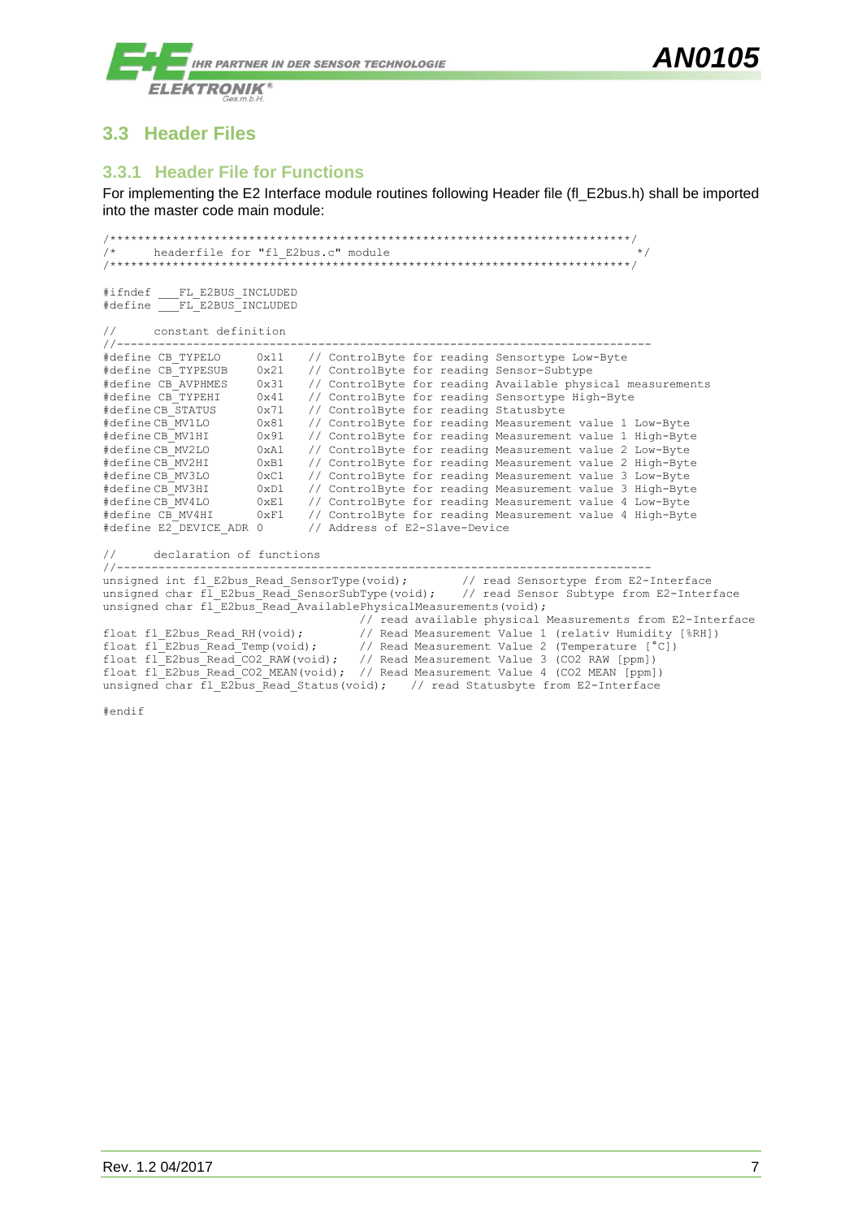## 3.3 Header Files

### 3.3.1 Header File for Functions

For implementing the E2 Interface module routines following Header file (fl_E2bus.h) shall be imported into the master code main module:

```
/***************************************************************************/
/*      headerfile for "fl_E2bus.c" module                                 */
/***************************************************************************/

#ifndef  ___FL_E2BUS_INCLUDED
#define  ___FL_E2BUS_INCLUDED

//      constant definition
//-----------------------------------------------------------------------------
#define CB_TYPELO       0x11   // ControlByte for reading Sensortype Low-Byte
#define CB_TYPESUB      0x21   // ControlByte for reading Sensor-Subtype
#define CB_AVPHMES      0x31   // ControlByte for reading Available physical measurements
#define CB_TYPEHI       0x41   // ControlByte for reading Sensortype High-Byte
#define CB_STATUS       0x71   // ControlByte for reading Statusbyte
#define CB_MV1LO        0x81   // ControlByte for reading Measurement value 1 Low-Byte
#define CB_MV1HI        0x91   // ControlByte for reading Measurement value 1 High-Byte
#define CB_MV2LO        0xA1   // ControlByte for reading Measurement value 2 Low-Byte
#define CB_MV2HI        0xB1   // ControlByte for reading Measurement value 2 High-Byte
#define CB_MV3LO        0xC1   // ControlByte for reading Measurement value 3 Low-Byte
#define CB_MV3HI        0xD1   // ControlByte for reading Measurement value 3 High-Byte
#define CB_MV4LO        0xE1   // ControlByte for reading Measurement value 4 Low-Byte
#define CB_MV4HI        0xF1   // ControlByte for reading Measurement value 4 High-Byte
#define E2_DEVICE_ADR 0        // Address of E2-Slave-Device

//      declaration of functions
//-----------------------------------------------------------------------------
unsigned int fl_E2bus_Read_SensorType(void);         // read Sensortype from E2-Interface
unsigned char fl_E2bus_Read_SensorSubType(void);     // read Sensor Subtype from E2-Interface
unsigned char fl_E2bus_Read_AvailablePhysicalMeasurements(void);
                                     // read available physical Measurements from E2-Interface
float fl_E2bus_Read_RH(void);        // Read Measurement Value 1 (relativ Humidity [%RH])
float fl_E2bus_Read_Temp(void);      // Read Measurement Value 2 (Temperature [°C])
float fl_E2bus_Read_CO2_RAW(void);   // Read Measurement Value 3 (CO2 RAW [ppm])
float fl_E2bus_Read_CO2_MEAN(void);  // Read Measurement Value 4 (CO2 MEAN [ppm])
unsigned char fl_E2bus_Read_Status(void);    // read Statusbyte from E2-Interface

#endif
```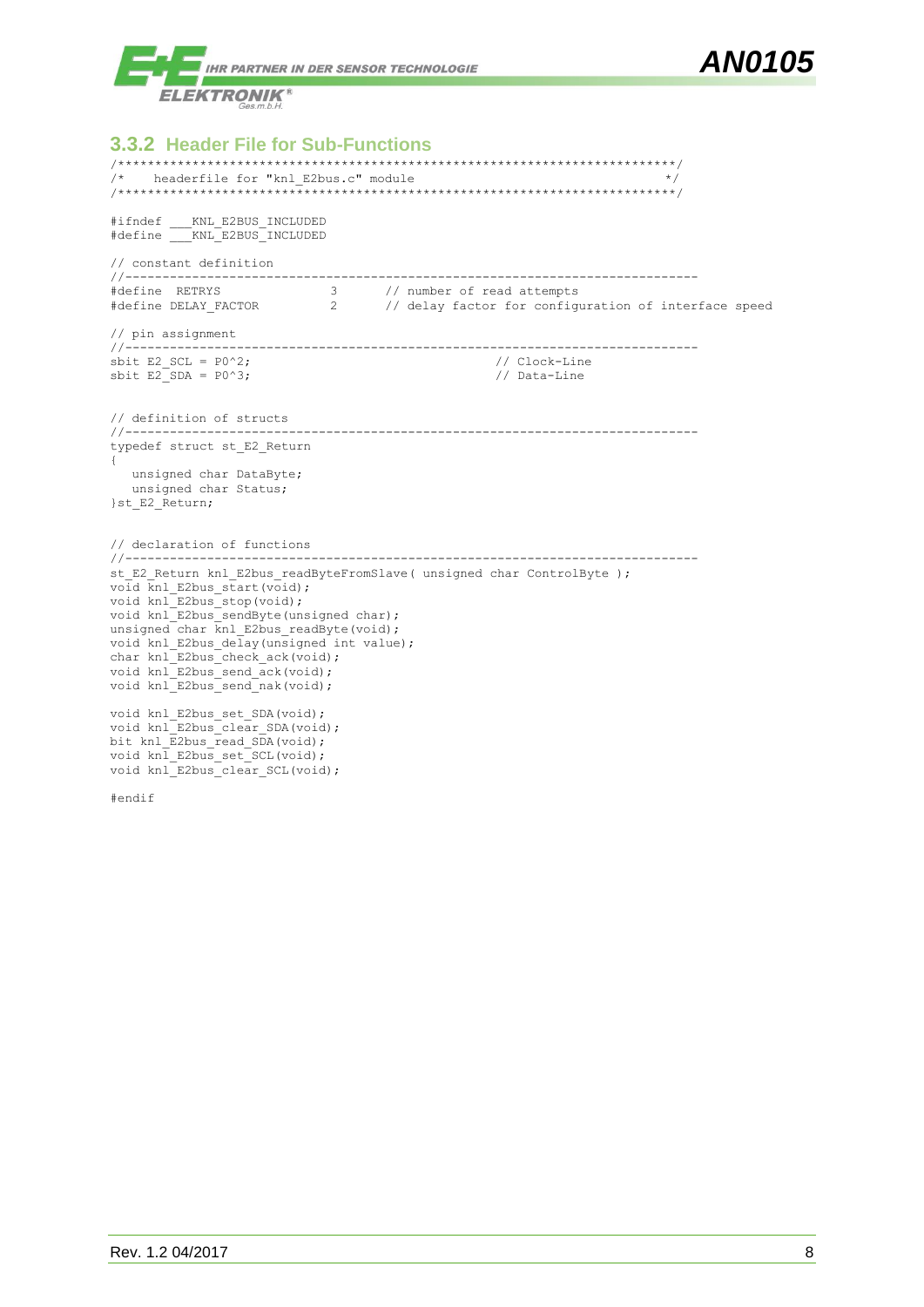### 3.3.2 Header File for Sub-Functions

```
/***************************************************************************/
/*    headerfile for "knl_E2bus.c" module                                  */
/***************************************************************************/

#ifndef ___KNL_E2BUS_INCLUDED
#define ___KNL_E2BUS_INCLUDED

// constant definition
//-----------------------------------------------------------------------------
#define  RETRYS              3       // number of read attempts
#define DELAY_FACTOR         2       // delay factor for configuration of interface speed

// pin assignment
//-----------------------------------------------------------------------------
sbit E2_SCL = P0^2;                                     // Clock-Line
sbit E2_SDA = P0^3;                                     // Data-Line


// definition of structs
//-----------------------------------------------------------------------------
typedef struct st_E2_Return
{
   unsigned char DataByte;
   unsigned char Status;
}st_E2_Return;


// declaration of functions
//-----------------------------------------------------------------------------
st_E2_Return knl_E2bus_readByteFromSlave( unsigned char ControlByte );
void knl_E2bus_start(void);
void knl_E2bus_stop(void);
void knl_E2bus_sendByte(unsigned char);
unsigned char knl_E2bus_readByte(void);
void knl_E2bus_delay(unsigned int value);
char knl_E2bus_check_ack(void);
void knl_E2bus_send_ack(void);
void knl_E2bus_send_nak(void);

void knl_E2bus_set_SDA(void);
void knl_E2bus_clear_SDA(void);
bit knl_E2bus_read_SDA(void);
void knl_E2bus_set_SCL(void);
void knl_E2bus_clear_SCL(void);

#endif
```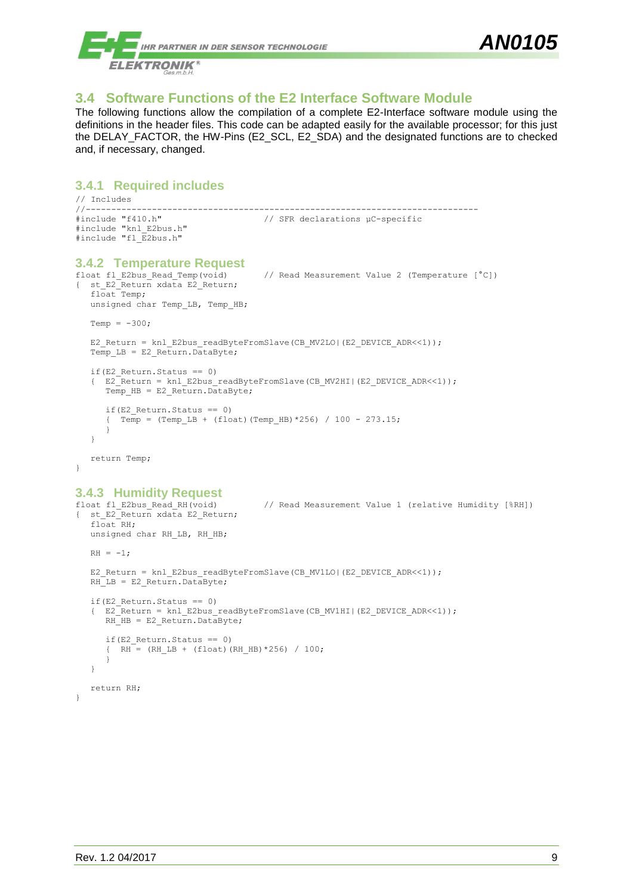## 3.4 Software Functions of the E2 Interface Software Module

The following functions allow the compilation of a complete E2-Interface software module using the definitions in the header files. This code can be adapted easily for the available processor; for this just the DELAY_FACTOR, the HW-Pins (E2_SCL, E2_SDA) and the designated functions are to checked and, if necessary, changed.

### 3.4.1 Required includes

```
// Includes
//------------------------------------------------------------------------------
#include "f410.h"                      // SFR declarations µC-specific
#include "knl_E2bus.h"
#include "fl_E2bus.h"
```

### 3.4.2 Temperature Request

```
float fl_E2bus_Read_Temp(void)         // Read Measurement Value 2 (Temperature [°C])
{  st_E2_Return xdata E2_Return;
   float Temp;
   unsigned char Temp_LB, Temp_HB;

   Temp = -300;

   E2_Return = knl_E2bus_readByteFromSlave(CB_MV2LO|(E2_DEVICE_ADR<<1));
   Temp_LB = E2_Return.DataByte;

   if(E2_Return.Status == 0)
   {  E2_Return = knl_E2bus_readByteFromSlave(CB_MV2HI|(E2_DEVICE_ADR<<1));
      Temp_HB = E2_Return.DataByte;

      if(E2_Return.Status == 0)
      {  Temp = (Temp_LB + (float)(Temp_HB)*256) / 100 - 273.15;
      }
   }

   return Temp;
}
```

### 3.4.3 Humidity Request

```
float fl_E2bus_Read_RH(void)           // Read Measurement Value 1 (relative Humidity [%RH])
{  st_E2_Return xdata E2_Return;
   float RH;
   unsigned char RH_LB, RH_HB;

   RH = -1;

   E2_Return = knl_E2bus_readByteFromSlave(CB_MV1LO|(E2_DEVICE_ADR<<1));
   RH_LB = E2_Return.DataByte;

   if(E2_Return.Status == 0)
   {  E2_Return = knl_E2bus_readByteFromSlave(CB_MV1HI|(E2_DEVICE_ADR<<1));
      RH_HB = E2_Return.DataByte;

      if(E2_Return.Status == 0)
      {  RH = (RH_LB + (float)(RH_HB)*256) / 100;
      }
   }

   return RH;
}
```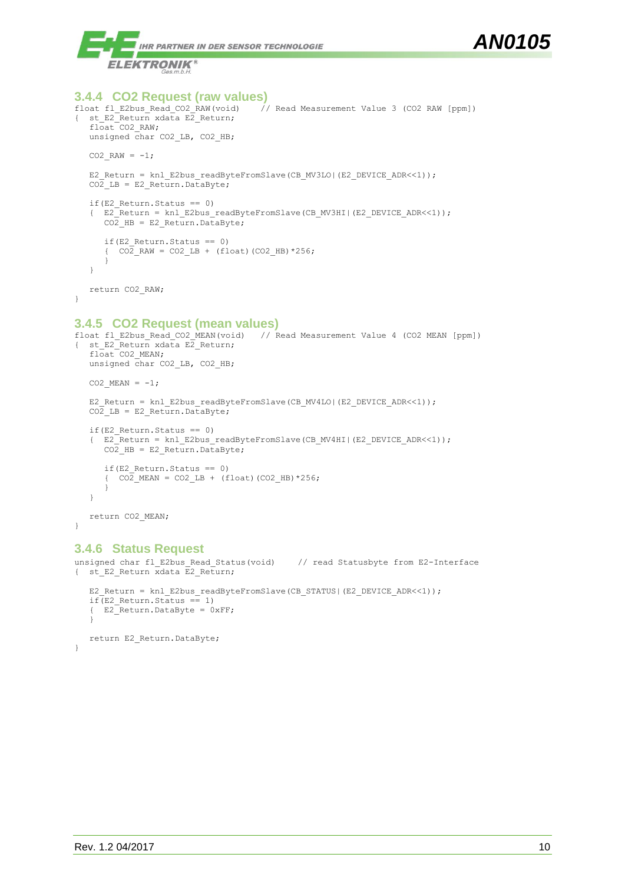### 3.4.4 CO2 Request (raw values)

```
float fl_E2bus_Read_CO2_RAW(void)     // Read Measurement Value 3 (CO2 RAW [ppm])
{  st_E2_Return xdata E2_Return;
   float CO2_RAW;
   unsigned char CO2_LB, CO2_HB;

   CO2_RAW = -1;

   E2_Return = knl_E2bus_readByteFromSlave(CB_MV3LO|(E2_DEVICE_ADR<<1));
   CO2_LB = E2_Return.DataByte;

   if(E2_Return.Status == 0)
   {  E2_Return = knl_E2bus_readByteFromSlave(CB_MV3HI|(E2_DEVICE_ADR<<1));
      CO2_HB = E2_Return.DataByte;

      if(E2_Return.Status == 0)
      {  CO2_RAW = CO2_LB + (float)(CO2_HB)*256;
      }
   }

   return CO2_RAW;
}
```

### 3.4.5 CO2 Request (mean values)

```
float fl_E2bus_Read_CO2_MEAN(void)    // Read Measurement Value 4 (CO2 MEAN [ppm])
{  st_E2_Return xdata E2_Return;
   float CO2_MEAN;
   unsigned char CO2_LB, CO2_HB;

   CO2_MEAN = -1;

   E2_Return = knl_E2bus_readByteFromSlave(CB_MV4LO|(E2_DEVICE_ADR<<1));
   CO2_LB = E2_Return.DataByte;

   if(E2_Return.Status == 0)
   {  E2_Return = knl_E2bus_readByteFromSlave(CB_MV4HI|(E2_DEVICE_ADR<<1));
      CO2_HB = E2_Return.DataByte;

      if(E2_Return.Status == 0)
      {  CO2_MEAN = CO2_LB + (float)(CO2_HB)*256;
      }
   }

   return CO2_MEAN;
}
```

### 3.4.6 Status Request

```
unsigned char fl_E2bus_Read_Status(void)     // read Statusbyte from E2-Interface
{  st_E2_Return xdata E2_Return;

   E2_Return = knl_E2bus_readByteFromSlave(CB_STATUS|(E2_DEVICE_ADR<<1));
   if(E2_Return.Status == 1)
   {  E2_Return.DataByte = 0xFF;
   }

   return E2_Return.DataByte;
}
```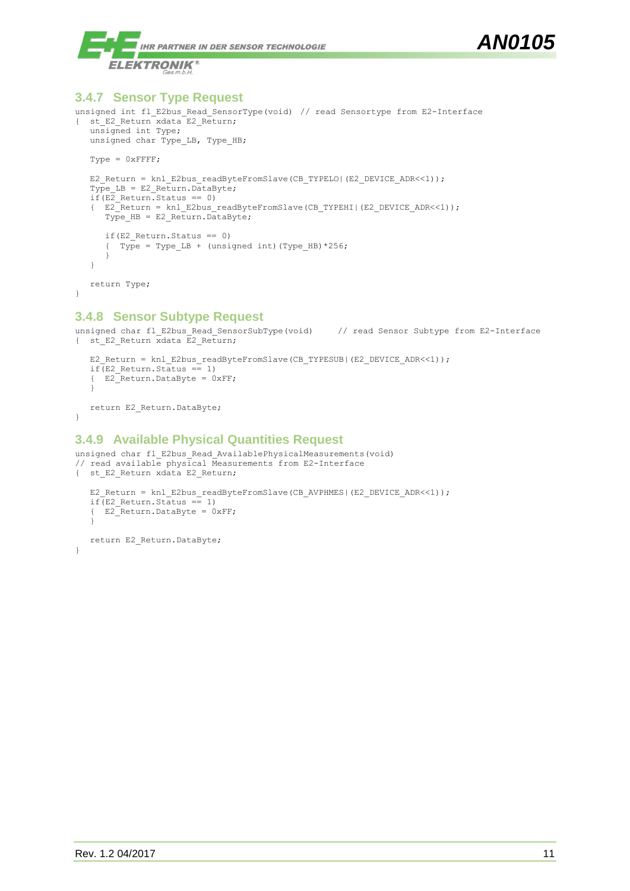### 3.4.7 Sensor Type Request

```
unsigned int fl_E2bus_Read_SensorType(void) // read Sensortype from E2-Interface
{  st_E2_Return xdata E2_Return;
   unsigned int Type;
   unsigned char Type_LB, Type_HB;

   Type = 0xFFFF;

   E2_Return = knl_E2bus_readByteFromSlave(CB_TYPELO|(E2_DEVICE_ADR<<1));
   Type_LB = E2_Return.DataByte;
   if(E2_Return.Status == 0)
   {  E2_Return = knl_E2bus_readByteFromSlave(CB_TYPEHI|(E2_DEVICE_ADR<<1));
      Type_HB = E2_Return.DataByte;

      if(E2_Return.Status == 0)
      {  Type = Type_LB + (unsigned int)(Type_HB)*256;
      }
   }

   return Type;
}
```

### 3.4.8 Sensor Subtype Request

```
unsigned char fl_E2bus_Read_SensorSubType(void)     // read Sensor Subtype from E2-Interface
{  st_E2_Return xdata E2_Return;

   E2_Return = knl_E2bus_readByteFromSlave(CB_TYPESUB|(E2_DEVICE_ADR<<1));
   if(E2_Return.Status == 1)
   {  E2_Return.DataByte = 0xFF;
   }

   return E2_Return.DataByte;
}
```

### 3.4.9 Available Physical Quantities Request

```
unsigned char fl_E2bus_Read_AvailablePhysicalMeasurements(void)
// read available physical Measurements from E2-Interface
{  st_E2_Return xdata E2_Return;

   E2_Return = knl_E2bus_readByteFromSlave(CB_AVPHMES|(E2_DEVICE_ADR<<1));
   if(E2_Return.Status == 1)
   {  E2_Return.DataByte = 0xFF;
   }

   return E2_Return.DataByte;
}
```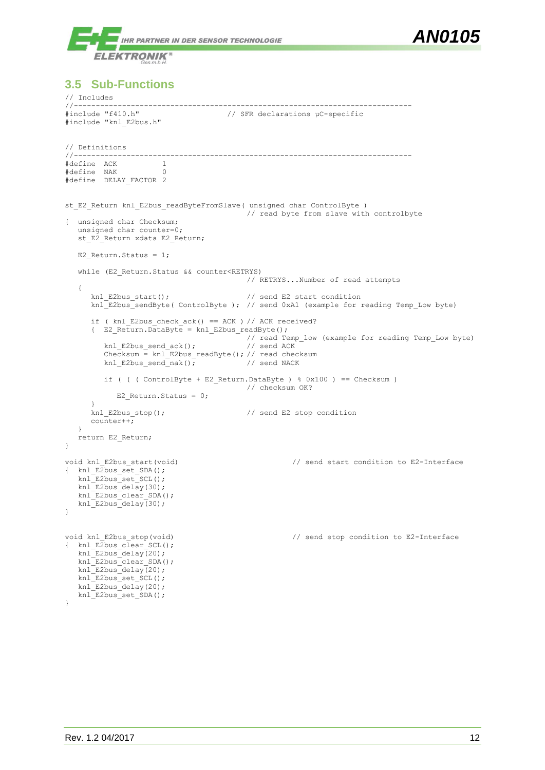## 3.5 Sub-Functions

```
// Includes
//-----------------------------------------------------------------------------
#include "f410.h"                    // SFR declarations µC-specific
#include "knl_E2bus.h"


// Definitions
//-----------------------------------------------------------------------------
#define  ACK          1
#define  NAK          0
#define  DELAY_FACTOR 2


st_E2_Return knl_E2bus_readByteFromSlave( unsigned char ControlByte )
                                          // read byte from slave with controlbyte
{  unsigned char Checksum;
   unsigned char counter=0;
   st_E2_Return xdata E2_Return;

   E2_Return.Status = 1;

   while (E2_Return.Status && counter<RETRYS)
                                          // RETRYS...Number of read attempts
   {
      knl_E2bus_start();                  // send E2 start condition
      knl_E2bus_sendByte( ControlByte );  // send 0xA1 (example for reading Temp_Low byte)

      if ( knl_E2bus_check_ack() == ACK ) // ACK received?
      {  E2_Return.DataByte = knl_E2bus_readByte();
                                          // read Temp_low (example for reading Temp_Low byte)
         knl_E2bus_send_ack();            // send ACK
         Checksum = knl_E2bus_readByte(); // read checksum
         knl_E2bus_send_nak();            // send NACK

         if ( ( ( ControlByte + E2_Return.DataByte ) % 0x100 ) == Checksum )
                                          // checksum OK?
            E2_Return.Status = 0;
      }
      knl_E2bus_stop();                   // send E2 stop condition
      counter++;
   }
   return E2_Return;
}

void knl_E2bus_start(void)                           // send start condition to E2-Interface
{  knl_E2bus_set_SDA();
   knl_E2bus_set_SCL();
   knl_E2bus_delay(30);
   knl_E2bus_clear_SDA();
   knl_E2bus_delay(30);
}


void knl_E2bus_stop(void)                            // send stop condition to E2-Interface
{  knl_E2bus_clear_SCL();
   knl_E2bus_delay(20);
   knl_E2bus_clear_SDA();
   knl_E2bus_delay(20);
   knl_E2bus_set_SCL();
   knl_E2bus_delay(20);
   knl_E2bus_set_SDA();
}
```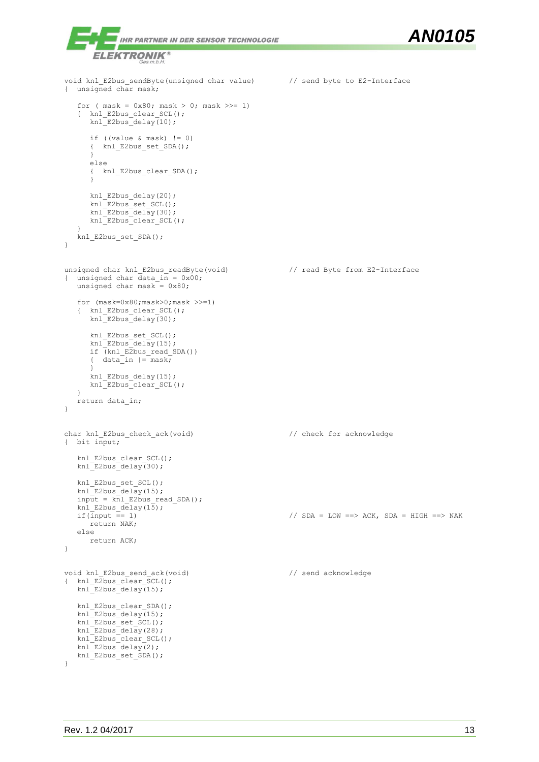```
void knl_E2bus_sendByte(unsigned char value)        // send byte to E2-Interface
{  unsigned char mask;

   for ( mask = 0x80; mask > 0; mask >>= 1)
   {  knl_E2bus_clear_SCL();
      knl_E2bus_delay(10);

      if ((value & mask) != 0)
      {  knl_E2bus_set_SDA();
      }
      else
      {  knl_E2bus_clear_SDA();
      }

      knl_E2bus_delay(20);
      knl_E2bus_set_SCL();
      knl_E2bus_delay(30);
      knl_E2bus_clear_SCL();
   }
   knl_E2bus_set_SDA();
}


unsigned char knl_E2bus_readByte(void)              // read Byte from E2-Interface
{  unsigned char data_in = 0x00;
   unsigned char mask = 0x80;

   for (mask=0x80;mask>0;mask >>=1)
   {  knl_E2bus_clear_SCL();
      knl_E2bus_delay(30);

      knl_E2bus_set_SCL();
      knl_E2bus_delay(15);
      if (knl_E2bus_read_SDA())
      {  data_in |= mask;
      }
      knl_E2bus_delay(15);
      knl_E2bus_clear_SCL();
   }
   return data_in;
}


char knl_E2bus_check_ack(void)                      // check for acknowledge
{  bit input;

   knl_E2bus_clear_SCL();
   knl_E2bus_delay(30);

   knl_E2bus_set_SCL();
   knl_E2bus_delay(15);
   input = knl_E2bus_read_SDA();
   knl_E2bus_delay(15);
   if(input == 1)                                   // SDA = LOW ==> ACK, SDA = HIGH ==> NAK
      return NAK;
   else
      return ACK;
}


void knl_E2bus_send_ack(void)                       // send acknowledge
{  knl_E2bus_clear_SCL();
   knl_E2bus_delay(15);

   knl_E2bus_clear_SDA();
   knl_E2bus_delay(15);
   knl_E2bus_set_SCL();
   knl_E2bus_delay(28);
   knl_E2bus_clear_SCL();
   knl_E2bus_delay(2);
   knl_E2bus_set_SDA();
}
```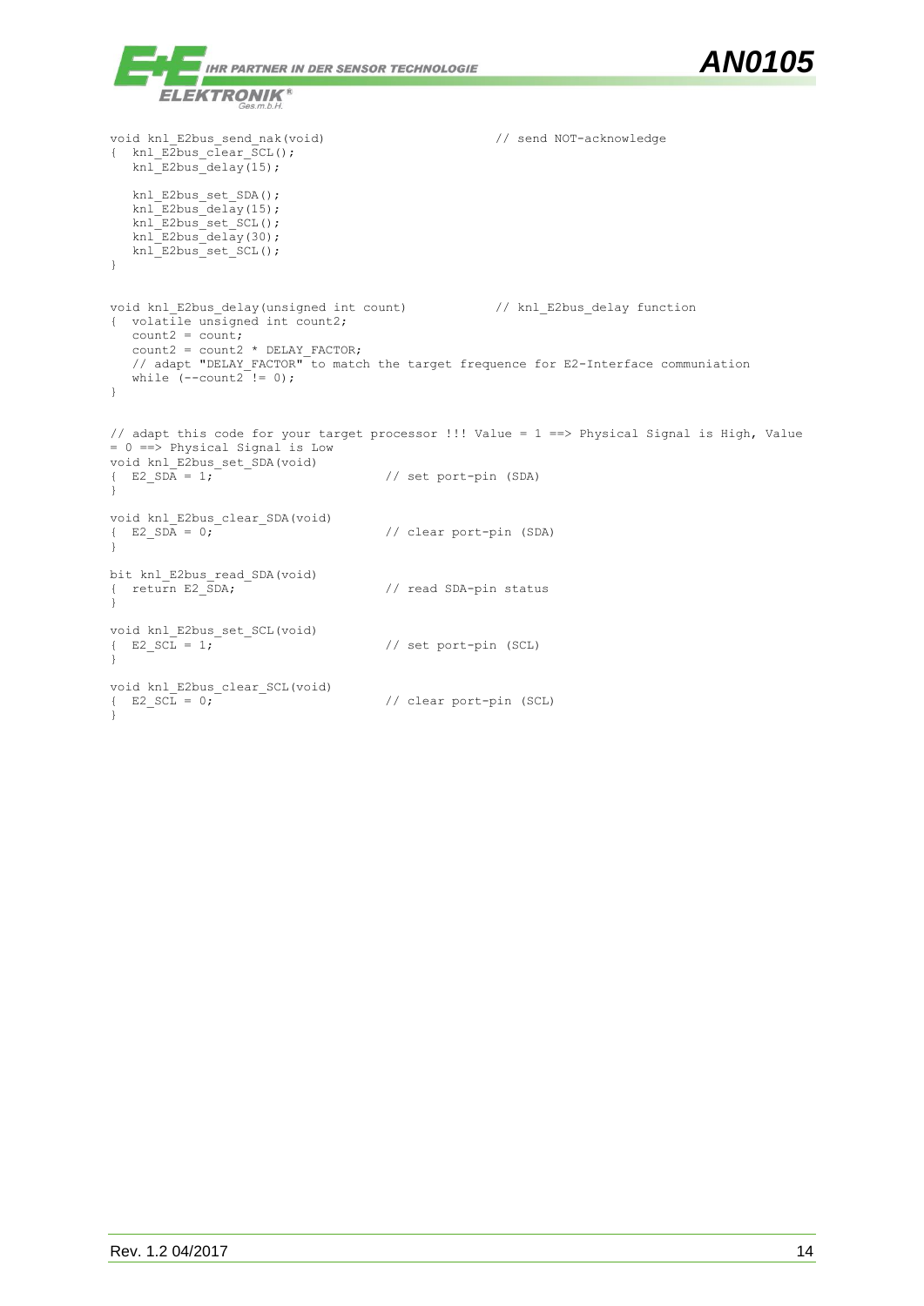```
void knl_E2bus_send_nak(void)                         // send NOT-acknowledge
{  knl_E2bus_clear_SCL();
   knl_E2bus_delay(15);

   knl_E2bus_set_SDA();
   knl_E2bus_delay(15);
   knl_E2bus_set_SCL();
   knl_E2bus_delay(30);
   knl_E2bus_set_SCL();
}


void knl_E2bus_delay(unsigned int count)             // knl_E2bus_delay function
{  volatile unsigned int count2;
   count2 = count;
   count2 = count2 * DELAY_FACTOR;
   // adapt "DELAY_FACTOR" to match the target frequence for E2-Interface communiation
   while (--count2 != 0);
}


// adapt this code for your target processor !!! Value = 1 ==> Physical Signal is High, Value
= 0 ==> Physical Signal is Low
void knl_E2bus_set_SDA(void)
{  E2_SDA = 1;                          // set port-pin (SDA)
}

void knl_E2bus_clear_SDA(void)
{  E2_SDA = 0;                          // clear port-pin (SDA)
}

bit knl_E2bus_read_SDA(void)
{  return E2_SDA;                       // read SDA-pin status
}

void knl_E2bus_set_SCL(void)
{  E2_SCL = 1;                          // set port-pin (SCL)
}

void knl_E2bus_clear_SCL(void)
{  E2_SCL = 0;                          // clear port-pin (SCL)
}
```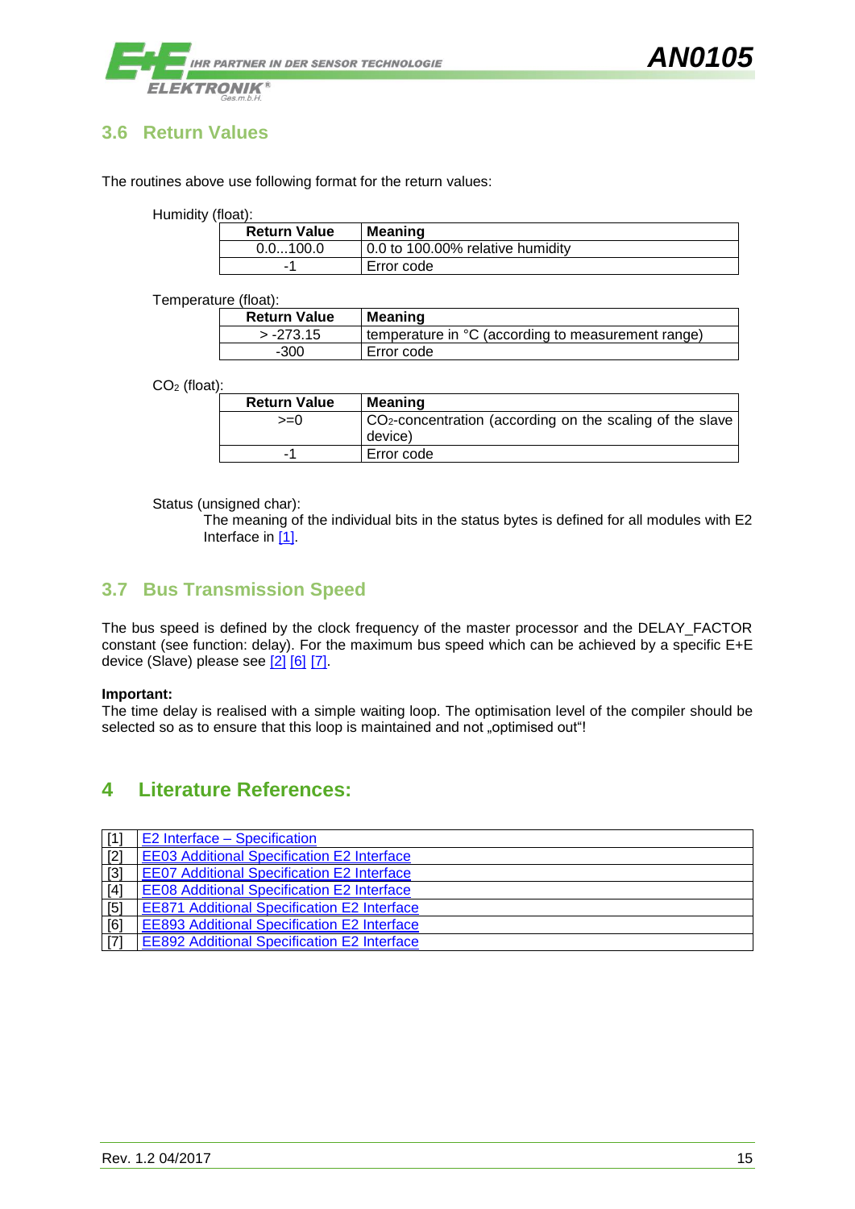## 3.6 Return Values

The routines above use following format for the return values:

Humidity (float):

| Return Value | Meaning |
|---|---|
| 0.0...100.0 | 0.0 to 100.00% relative humidity |
| -1 | Error code |

Temperature (float):

| Return Value | Meaning |
|---|---|
| > -273.15 | temperature in °C (according to measurement range) |
| -300 | Error code |

$CO_2$ (float):

| Return Value | Meaning |
|---|---|
| >=0 | $CO_2$-concentration (according on the scaling of the slave device) |
| -1 | Error code |

Status (unsigned char):

The meaning of the individual bits in the status bytes is defined for all modules with E2 Interface in [1].

## 3.7 Bus Transmission Speed

The bus speed is defined by the clock frequency of the master processor and the DELAY_FACTOR constant (see function: delay). For the maximum bus speed which can be achieved by a specific E+E device (Slave) please see [2] [6] [7].

**Important:**
The time delay is realised with a simple waiting loop. The optimisation level of the compiler should be selected so as to ensure that this loop is maintained and not „optimised out"!

# 4 Literature References:

| | |
|---|---|
| [1] | E2 Interface – Specification |
| [2] | EE03 Additional Specification E2 Interface |
| [3] | EE07 Additional Specification E2 Interface |
| [4] | EE08 Additional Specification E2 Interface |
| [5] | EE871 Additional Specification E2 Interface |
| [6] | EE893 Additional Specification E2 Interface |
| [7] | EE892 Additional Specification E2 Interface |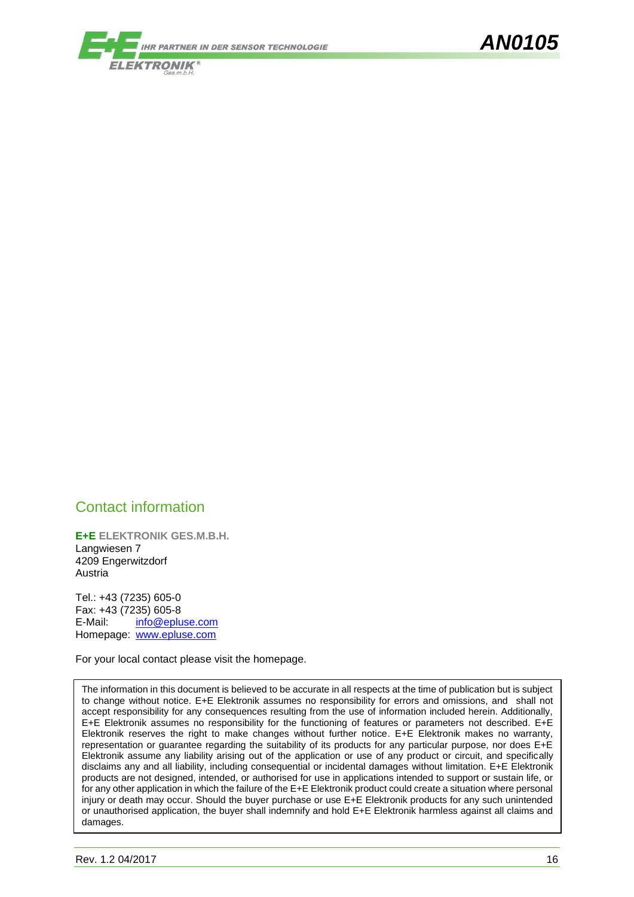## Contact information

**E+E ELEKTRONIK GES.M.B.H.**
Langwiesen 7
4209 Engerwitzdorf
Austria

Tel.: +43 (7235) 605-0
Fax: +43 (7235) 605-8
E-Mail: info@epluse.com
Homepage: www.epluse.com

For your local contact please visit the homepage.

The information in this document is believed to be accurate in all respects at the time of publication but is subject to change without notice. E+E Elektronik assumes no responsibility for errors and omissions, and shall not accept responsibility for any consequences resulting from the use of information included herein. Additionally, E+E Elektronik assumes no responsibility for the functioning of features or parameters not described. E+E Elektronik reserves the right to make changes without further notice. E+E Elektronik makes no warranty, representation or guarantee regarding the suitability of its products for any particular purpose, nor does E+E Elektronik assume any liability arising out of the application or use of any product or circuit, and specifically disclaims any and all liability, including consequential or incidental damages without limitation. E+E Elektronik products are not designed, intended, or authorised for use in applications intended to support or sustain life, or for any other application in which the failure of the E+E Elektronik product could create a situation where personal injury or death may occur. Should the buyer purchase or use E+E Elektronik products for any such unintended or unauthorised application, the buyer shall indemnify and hold E+E Elektronik harmless against all claims and damages.